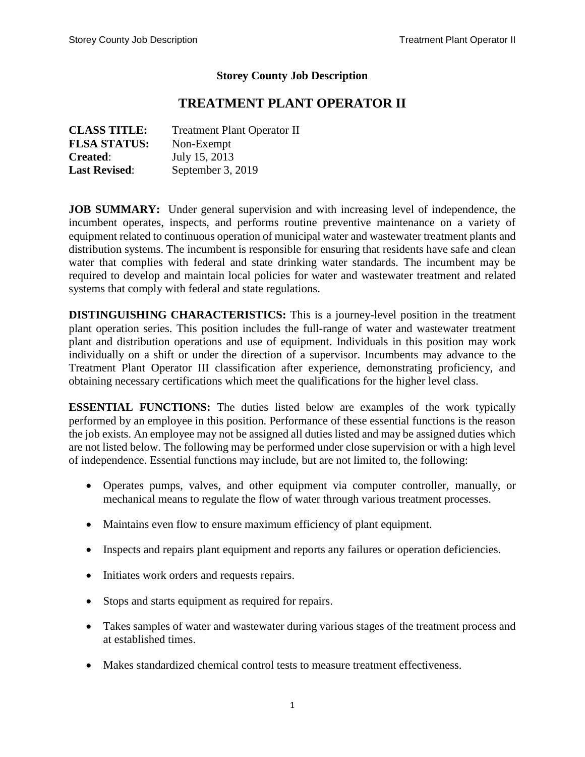**Storey County Job Description**

# TREATMENT PLANT OPERATOR II

**CLASS TITLE:** Treatment Plant Operator II
**FLSA STATUS:** Non-Exempt
**Created**: July 15, 2013
**Last Revised**: September 3, 2019

**JOB SUMMARY:** Under general supervision and with increasing level of independence, the incumbent operates, inspects, and performs routine preventive maintenance on a variety of equipment related to continuous operation of municipal water and wastewater treatment plants and distribution systems. The incumbent is responsible for ensuring that residents have safe and clean water that complies with federal and state drinking water standards. The incumbent may be required to develop and maintain local policies for water and wastewater treatment and related systems that comply with federal and state regulations.

**DISTINGUISHING CHARACTERISTICS:** This is a journey-level position in the treatment plant operation series. This position includes the full-range of water and wastewater treatment plant and distribution operations and use of equipment. Individuals in this position may work individually on a shift or under the direction of a supervisor. Incumbents may advance to the Treatment Plant Operator III classification after experience, demonstrating proficiency, and obtaining necessary certifications which meet the qualifications for the higher level class.

**ESSENTIAL FUNCTIONS:** The duties listed below are examples of the work typically performed by an employee in this position. Performance of these essential functions is the reason the job exists. An employee may not be assigned all duties listed and may be assigned duties which are not listed below. The following may be performed under close supervision or with a high level of independence. Essential functions may include, but are not limited to, the following:

- Operates pumps, valves, and other equipment via computer controller, manually, or mechanical means to regulate the flow of water through various treatment processes.
- Maintains even flow to ensure maximum efficiency of plant equipment.
- Inspects and repairs plant equipment and reports any failures or operation deficiencies.
- Initiates work orders and requests repairs.
- Stops and starts equipment as required for repairs.
- Takes samples of water and wastewater during various stages of the treatment process and at established times.
- Makes standardized chemical control tests to measure treatment effectiveness.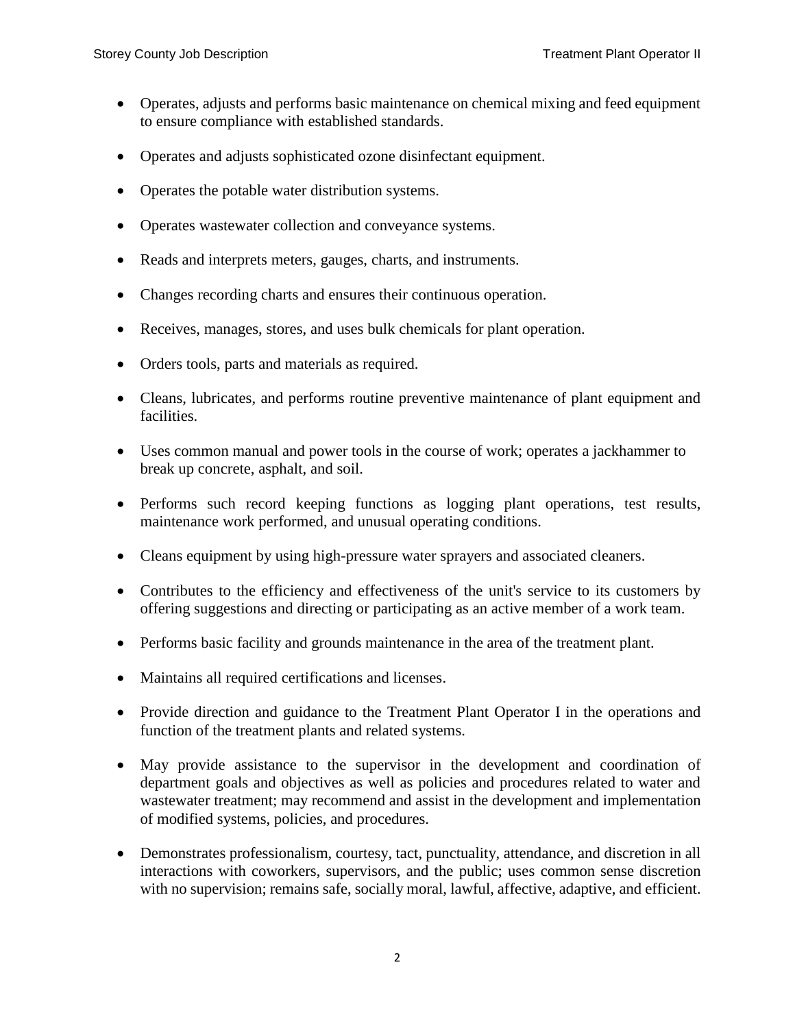- Operates, adjusts and performs basic maintenance on chemical mixing and feed equipment to ensure compliance with established standards.
- Operates and adjusts sophisticated ozone disinfectant equipment.
- Operates the potable water distribution systems.
- Operates wastewater collection and conveyance systems.
- Reads and interprets meters, gauges, charts, and instruments.
- Changes recording charts and ensures their continuous operation.
- Receives, manages, stores, and uses bulk chemicals for plant operation.
- Orders tools, parts and materials as required.
- Cleans, lubricates, and performs routine preventive maintenance of plant equipment and facilities.
- Uses common manual and power tools in the course of work; operates a jackhammer to break up concrete, asphalt, and soil.
- Performs such record keeping functions as logging plant operations, test results, maintenance work performed, and unusual operating conditions.
- Cleans equipment by using high-pressure water sprayers and associated cleaners.
- Contributes to the efficiency and effectiveness of the unit's service to its customers by offering suggestions and directing or participating as an active member of a work team.
- Performs basic facility and grounds maintenance in the area of the treatment plant.
- Maintains all required certifications and licenses.
- Provide direction and guidance to the Treatment Plant Operator I in the operations and function of the treatment plants and related systems.
- May provide assistance to the supervisor in the development and coordination of department goals and objectives as well as policies and procedures related to water and wastewater treatment; may recommend and assist in the development and implementation of modified systems, policies, and procedures.
- Demonstrates professionalism, courtesy, tact, punctuality, attendance, and discretion in all interactions with coworkers, supervisors, and the public; uses common sense discretion with no supervision; remains safe, socially moral, lawful, affective, adaptive, and efficient.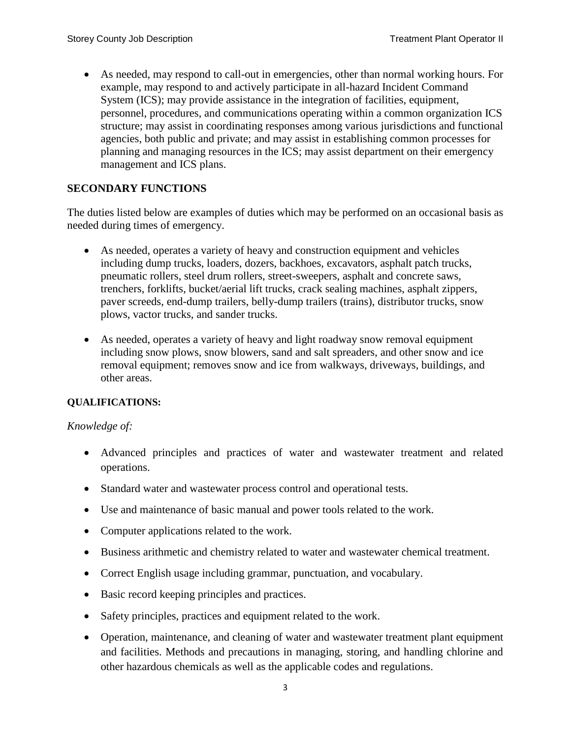- As needed, may respond to call-out in emergencies, other than normal working hours. For example, may respond to and actively participate in all-hazard Incident Command System (ICS); may provide assistance in the integration of facilities, equipment, personnel, procedures, and communications operating within a common organization ICS structure; may assist in coordinating responses among various jurisdictions and functional agencies, both public and private; and may assist in establishing common processes for planning and managing resources in the ICS; may assist department on their emergency management and ICS plans.

## SECONDARY FUNCTIONS

The duties listed below are examples of duties which may be performed on an occasional basis as needed during times of emergency.

- As needed, operates a variety of heavy and construction equipment and vehicles including dump trucks, loaders, dozers, backhoes, excavators, asphalt patch trucks, pneumatic rollers, steel drum rollers, street-sweepers, asphalt and concrete saws, trenchers, forklifts, bucket/aerial lift trucks, crack sealing machines, asphalt zippers, paver screeds, end-dump trailers, belly-dump trailers (trains), distributor trucks, snow plows, vactor trucks, and sander trucks.

- As needed, operates a variety of heavy and light roadway snow removal equipment including snow plows, snow blowers, sand and salt spreaders, and other snow and ice removal equipment; removes snow and ice from walkways, driveways, buildings, and other areas.

## QUALIFICATIONS:

*Knowledge of:*

- Advanced principles and practices of water and wastewater treatment and related operations.
- Standard water and wastewater process control and operational tests.
- Use and maintenance of basic manual and power tools related to the work.
- Computer applications related to the work.
- Business arithmetic and chemistry related to water and wastewater chemical treatment.
- Correct English usage including grammar, punctuation, and vocabulary.
- Basic record keeping principles and practices.
- Safety principles, practices and equipment related to the work.
- Operation, maintenance, and cleaning of water and wastewater treatment plant equipment and facilities. Methods and precautions in managing, storing, and handling chlorine and other hazardous chemicals as well as the applicable codes and regulations.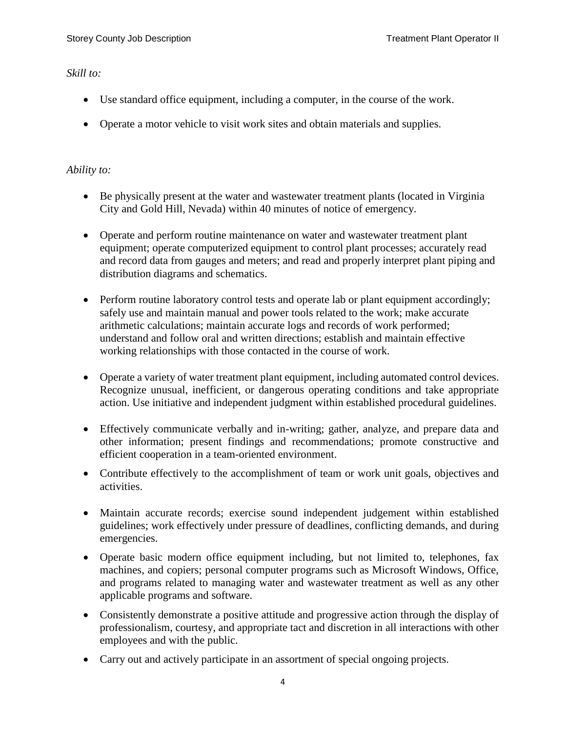*Skill to:*

- Use standard office equipment, including a computer, in the course of the work.
- Operate a motor vehicle to visit work sites and obtain materials and supplies.

*Ability to:*

- Be physically present at the water and wastewater treatment plants (located in Virginia City and Gold Hill, Nevada) within 40 minutes of notice of emergency.
- Operate and perform routine maintenance on water and wastewater treatment plant equipment; operate computerized equipment to control plant processes; accurately read and record data from gauges and meters; and read and properly interpret plant piping and distribution diagrams and schematics.
- Perform routine laboratory control tests and operate lab or plant equipment accordingly; safely use and maintain manual and power tools related to the work; make accurate arithmetic calculations; maintain accurate logs and records of work performed; understand and follow oral and written directions; establish and maintain effective working relationships with those contacted in the course of work.
- Operate a variety of water treatment plant equipment, including automated control devices. Recognize unusual, inefficient, or dangerous operating conditions and take appropriate action. Use initiative and independent judgment within established procedural guidelines.
- Effectively communicate verbally and in-writing; gather, analyze, and prepare data and other information; present findings and recommendations; promote constructive and efficient cooperation in a team-oriented environment.
- Contribute effectively to the accomplishment of team or work unit goals, objectives and activities.
- Maintain accurate records; exercise sound independent judgement within established guidelines; work effectively under pressure of deadlines, conflicting demands, and during emergencies.
- Operate basic modern office equipment including, but not limited to, telephones, fax machines, and copiers; personal computer programs such as Microsoft Windows, Office, and programs related to managing water and wastewater treatment as well as any other applicable programs and software.
- Consistently demonstrate a positive attitude and progressive action through the display of professionalism, courtesy, and appropriate tact and discretion in all interactions with other employees and with the public.
- Carry out and actively participate in an assortment of special ongoing projects.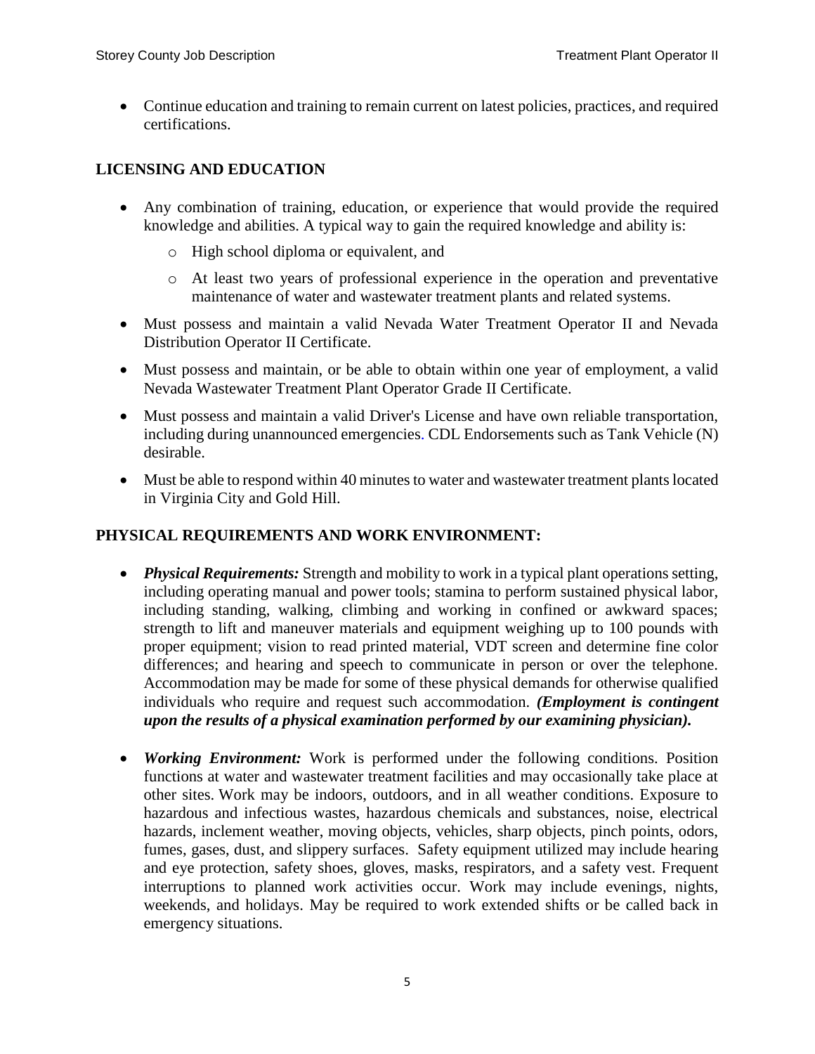- Continue education and training to remain current on latest policies, practices, and required certifications.

## LICENSING AND EDUCATION

- Any combination of training, education, or experience that would provide the required knowledge and abilities. A typical way to gain the required knowledge and ability is:
  - High school diploma or equivalent, and
  - At least two years of professional experience in the operation and preventative maintenance of water and wastewater treatment plants and related systems.
- Must possess and maintain a valid Nevada Water Treatment Operator II and Nevada Distribution Operator II Certificate.
- Must possess and maintain, or be able to obtain within one year of employment, a valid Nevada Wastewater Treatment Plant Operator Grade II Certificate.
- Must possess and maintain a valid Driver's License and have own reliable transportation, including during unannounced emergencies. CDL Endorsements such as Tank Vehicle (N) desirable.
- Must be able to respond within 40 minutes to water and wastewater treatment plants located in Virginia City and Gold Hill.

## PHYSICAL REQUIREMENTS AND WORK ENVIRONMENT:

- ***Physical Requirements:*** Strength and mobility to work in a typical plant operations setting, including operating manual and power tools; stamina to perform sustained physical labor, including standing, walking, climbing and working in confined or awkward spaces; strength to lift and maneuver materials and equipment weighing up to 100 pounds with proper equipment; vision to read printed material, VDT screen and determine fine color differences; and hearing and speech to communicate in person or over the telephone. Accommodation may be made for some of these physical demands for otherwise qualified individuals who require and request such accommodation. ***(Employment is contingent upon the results of a physical examination performed by our examining physician).***
- ***Working Environment:*** Work is performed under the following conditions. Position functions at water and wastewater treatment facilities and may occasionally take place at other sites. Work may be indoors, outdoors, and in all weather conditions. Exposure to hazardous and infectious wastes, hazardous chemicals and substances, noise, electrical hazards, inclement weather, moving objects, vehicles, sharp objects, pinch points, odors, fumes, gases, dust, and slippery surfaces. Safety equipment utilized may include hearing and eye protection, safety shoes, gloves, masks, respirators, and a safety vest. Frequent interruptions to planned work activities occur. Work may include evenings, nights, weekends, and holidays. May be required to work extended shifts or be called back in emergency situations.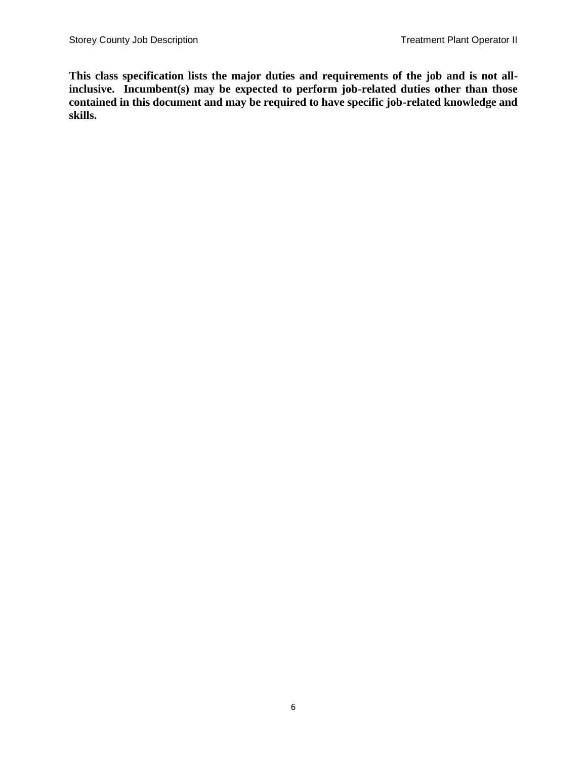**This class specification lists the major duties and requirements of the job and is not all-inclusive. Incumbent(s) may be expected to perform job-related duties other than those contained in this document and may be required to have specific job-related knowledge and skills.**